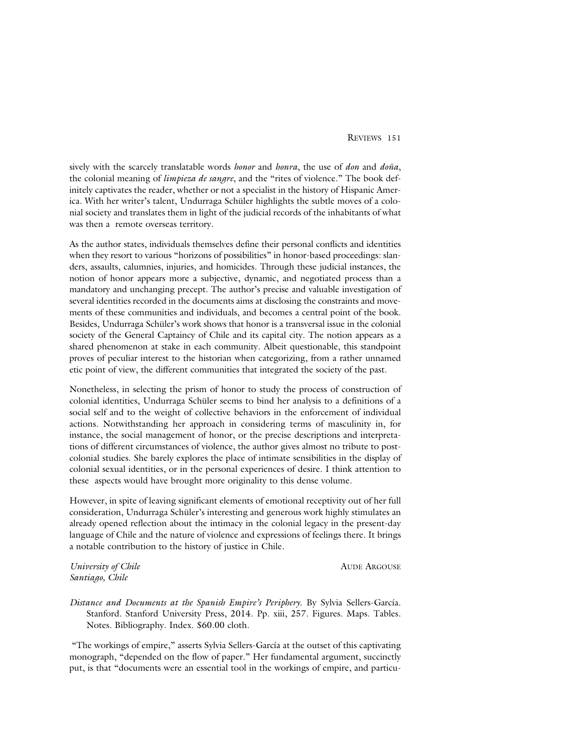sively with the scarcely translatable words *honor* and *honra*, the use of *don* and *doña*, the colonial meaning of *limpieza de sangre*, and the "rites of violence." The book definitely captivates the reader, whether or not a specialist in the history of Hispanic America. With her writer's talent, Undurraga Schüler highlights the subtle moves of a colonial society and translates them in light of the judicial records of the inhabitants of what was then a remote overseas territory.

As the author states, individuals themselves define their personal conflicts and identities when they resort to various "horizons of possibilities" in honor-based proceedings: slanders, assaults, calumnies, injuries, and homicides. Through these judicial instances, the notion of honor appears more a subjective, dynamic, and negotiated process than a mandatory and unchanging precept. The author's precise and valuable investigation of several identities recorded in the documents aims at disclosing the constraints and movements of these communities and individuals, and becomes a central point of the book. Besides, Undurraga Schüler's work shows that honor is a transversal issue in the colonial society of the General Captaincy of Chile and its capital city. The notion appears as a shared phenomenon at stake in each community. Albeit questionable, this standpoint proves of peculiar interest to the historian when categorizing, from a rather unnamed etic point of view, the different communities that integrated the society of the past.

Nonetheless, in selecting the prism of honor to study the process of construction of colonial identities, Undurraga Schüler seems to bind her analysis to a definitions of a social self and to the weight of collective behaviors in the enforcement of individual actions. Notwithstanding her approach in considering terms of masculinity in, for instance, the social management of honor, or the precise descriptions and interpretations of different circumstances of violence, the author gives almost no tribute to postcolonial studies. She barely explores the place of intimate sensibilities in the display of colonial sexual identities, or in the personal experiences of desire. I think attention to these aspects would have brought more originality to this dense volume.

However, in spite of leaving significant elements of emotional receptivity out of her full consideration, Undurraga Schüler's interesting and generous work highly stimulates an already opened reflection about the intimacy in the colonial legacy in the present-day language of Chile and the nature of violence and expressions of feelings there. It brings a notable contribution to the history of justice in Chile.

*University of Chile*
*Santiago, Chile*

AUDE ARGOUSE

*Distance and Documents at the Spanish Empire's Periphery.* By Sylvia Sellers-García. Stanford. Stanford University Press, 2014. Pp. xiii, 257. Figures. Maps. Tables. Notes. Bibliography. Index. $60.00 cloth.

"The workings of empire," asserts Sylvia Sellers-García at the outset of this captivating monograph, "depended on the flow of paper." Her fundamental argument, succinctly put, is that "documents were an essential tool in the workings of empire, and particu-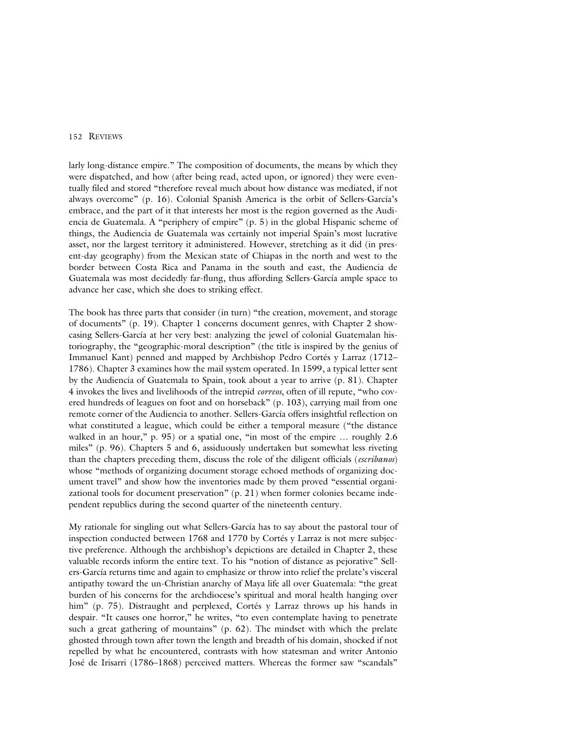larly long-distance empire." The composition of documents, the means by which they were dispatched, and how (after being read, acted upon, or ignored) they were eventually filed and stored "therefore reveal much about how distance was mediated, if not always overcome" (p. 16). Colonial Spanish America is the orbit of Sellers-García's embrace, and the part of it that interests her most is the region governed as the Audiencia de Guatemala. A "periphery of empire" (p. 5) in the global Hispanic scheme of things, the Audiencia de Guatemala was certainly not imperial Spain's most lucrative asset, nor the largest territory it administered. However, stretching as it did (in present-day geography) from the Mexican state of Chiapas in the north and west to the border between Costa Rica and Panama in the south and east, the Audiencia de Guatemala was most decidedly far-flung, thus affording Sellers-García ample space to advance her case, which she does to striking effect.

The book has three parts that consider (in turn) "the creation, movement, and storage of documents" (p. 19). Chapter 1 concerns document genres, with Chapter 2 showcasing Sellers-García at her very best: analyzing the jewel of colonial Guatemalan historiography, the "geographic-moral description" (the title is inspired by the genius of Immanuel Kant) penned and mapped by Archbishop Pedro Cortés y Larraz (1712–1786). Chapter 3 examines how the mail system operated. In 1599, a typical letter sent by the Audiencia of Guatemala to Spain, took about a year to arrive (p. 81). Chapter 4 invokes the lives and livelihoods of the intrepid *correos*, often of ill repute, "who covered hundreds of leagues on foot and on horseback" (p. 103), carrying mail from one remote corner of the Audiencia to another. Sellers-García offers insightful reflection on what constituted a league, which could be either a temporal measure ("the distance walked in an hour," p. 95) or a spatial one, "in most of the empire … roughly 2.6 miles" (p. 96). Chapters 5 and 6, assiduously undertaken but somewhat less riveting than the chapters preceding them, discuss the role of the diligent officials (*escribanos*) whose "methods of organizing document storage echoed methods of organizing document travel" and show how the inventories made by them proved "essential organizational tools for document preservation" (p. 21) when former colonies became independent republics during the second quarter of the nineteenth century.

My rationale for singling out what Sellers-García has to say about the pastoral tour of inspection conducted between 1768 and 1770 by Cortés y Larraz is not mere subjective preference. Although the archbishop's depictions are detailed in Chapter 2, these valuable records inform the entire text. To his "notion of distance as pejorative" Sellers-García returns time and again to emphasize or throw into relief the prelate's visceral antipathy toward the un-Christian anarchy of Maya life all over Guatemala: "the great burden of his concerns for the archdiocese's spiritual and moral health hanging over him" (p. 75). Distraught and perplexed, Cortés y Larraz throws up his hands in despair. "It causes one horror," he writes, "to even contemplate having to penetrate such a great gathering of mountains" (p. 62). The mindset with which the prelate ghosted through town after town the length and breadth of his domain, shocked if not repelled by what he encountered, contrasts with how statesman and writer Antonio José de Irisarri (1786–1868) perceived matters. Whereas the former saw "scandals"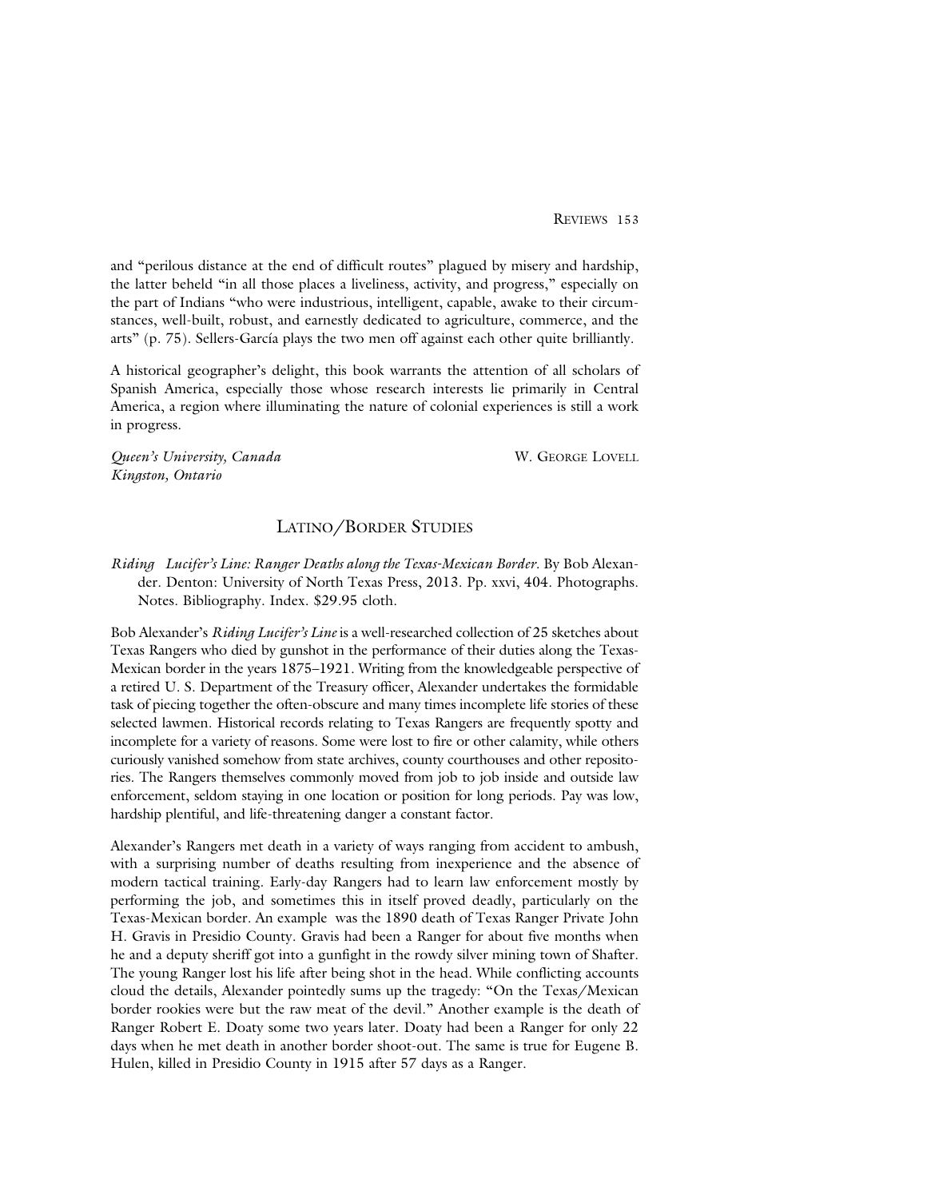and "perilous distance at the end of difficult routes" plagued by misery and hardship, the latter beheld "in all those places a liveliness, activity, and progress," especially on the part of Indians "who were industrious, intelligent, capable, awake to their circumstances, well-built, robust, and earnestly dedicated to agriculture, commerce, and the arts" (p. 75). Sellers-García plays the two men off against each other quite brilliantly.

A historical geographer's delight, this book warrants the attention of all scholars of Spanish America, especially those whose research interests lie primarily in Central America, a region where illuminating the nature of colonial experiences is still a work in progress.

*Queen's University, Canada*
*Kingston, Ontario*

W. George Lovell

## Latino/Border Studies

*Riding Lucifer's Line: Ranger Deaths along the Texas-Mexican Border*. By Bob Alexander. Denton: University of North Texas Press, 2013. Pp. xxvi, 404. Photographs. Notes. Bibliography. Index. $29.95 cloth.

Bob Alexander's *Riding Lucifer's Line* is a well-researched collection of 25 sketches about Texas Rangers who died by gunshot in the performance of their duties along the Texas-Mexican border in the years 1875–1921. Writing from the knowledgeable perspective of a retired U. S. Department of the Treasury officer, Alexander undertakes the formidable task of piecing together the often-obscure and many times incomplete life stories of these selected lawmen. Historical records relating to Texas Rangers are frequently spotty and incomplete for a variety of reasons. Some were lost to fire or other calamity, while others curiously vanished somehow from state archives, county courthouses and other repositories. The Rangers themselves commonly moved from job to job inside and outside law enforcement, seldom staying in one location or position for long periods. Pay was low, hardship plentiful, and life-threatening danger a constant factor.

Alexander's Rangers met death in a variety of ways ranging from accident to ambush, with a surprising number of deaths resulting from inexperience and the absence of modern tactical training. Early-day Rangers had to learn law enforcement mostly by performing the job, and sometimes this in itself proved deadly, particularly on the Texas-Mexican border. An example was the 1890 death of Texas Ranger Private John H. Gravis in Presidio County. Gravis had been a Ranger for about five months when he and a deputy sheriff got into a gunfight in the rowdy silver mining town of Shafter. The young Ranger lost his life after being shot in the head. While conflicting accounts cloud the details, Alexander pointedly sums up the tragedy: "On the Texas/Mexican border rookies were but the raw meat of the devil." Another example is the death of Ranger Robert E. Doaty some two years later. Doaty had been a Ranger for only 22 days when he met death in another border shoot-out. The same is true for Eugene B. Hulen, killed in Presidio County in 1915 after 57 days as a Ranger.